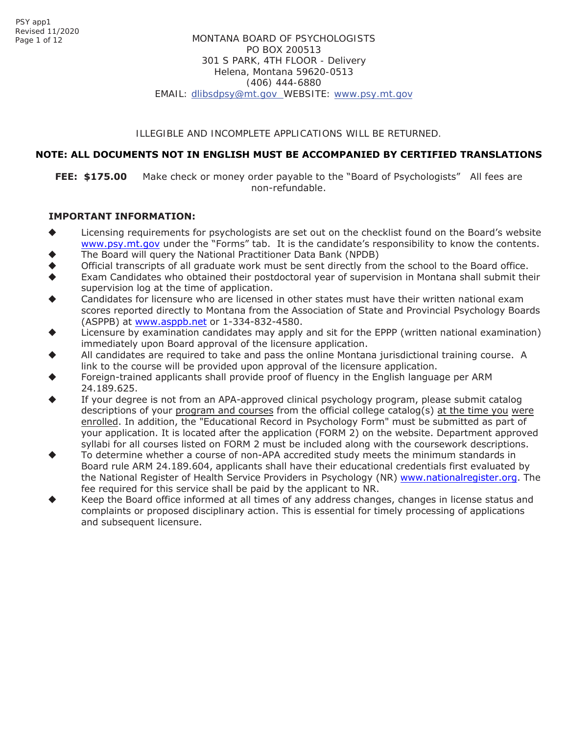MONTANA BOARD OF PSYCHOLOGISTS
PO BOX 200513
301 S PARK, 4TH FLOOR - Delivery
Helena, Montana 59620-0513
(406) 444-6880
EMAIL: dlibsdpsy@mt.gov WEBSITE: www.psy.mt.gov

ILLEGIBLE AND INCOMPLETE APPLICATIONS WILL BE RETURNED.

**NOTE: ALL DOCUMENTS NOT IN ENGLISH MUST BE ACCOMPANIED BY CERTIFIED TRANSLATIONS**

**FEE: $175.00** Make check or money order payable to the "Board of Psychologists" All fees are non-refundable.

**IMPORTANT INFORMATION:**

- Licensing requirements for psychologists are set out on the checklist found on the Board's website www.psy.mt.gov under the "Forms" tab. It is the candidate's responsibility to know the contents.
- The Board will query the National Practitioner Data Bank (NPDB)
- Official transcripts of all graduate work must be sent directly from the school to the Board office.
- Exam Candidates who obtained their postdoctoral year of supervision in Montana shall submit their supervision log at the time of application.
- Candidates for licensure who are licensed in other states must have their written national exam scores reported directly to Montana from the Association of State and Provincial Psychology Boards (ASPPB) at www.asppb.net or 1-334-832-4580.
- Licensure by examination candidates may apply and sit for the EPPP (written national examination) immediately upon Board approval of the licensure application.
- All candidates are required to take and pass the online Montana jurisdictional training course. A link to the course will be provided upon approval of the licensure application.
- Foreign-trained applicants shall provide proof of fluency in the English language per ARM 24.189.625.
- If your degree is not from an APA-approved clinical psychology program, please submit catalog descriptions of your program and courses from the official college catalog(s) at the time you were enrolled. In addition, the "Educational Record in Psychology Form" must be submitted as part of your application. It is located after the application (FORM 2) on the website. Department approved syllabi for all courses listed on FORM 2 must be included along with the coursework descriptions.
- To determine whether a course of non-APA accredited study meets the minimum standards in Board rule ARM 24.189.604, applicants shall have their educational credentials first evaluated by the National Register of Health Service Providers in Psychology (NR) www.nationalregister.org. The fee required for this service shall be paid by the applicant to NR.
- Keep the Board office informed at all times of any address changes, changes in license status and complaints or proposed disciplinary action. This is essential for timely processing of applications and subsequent licensure.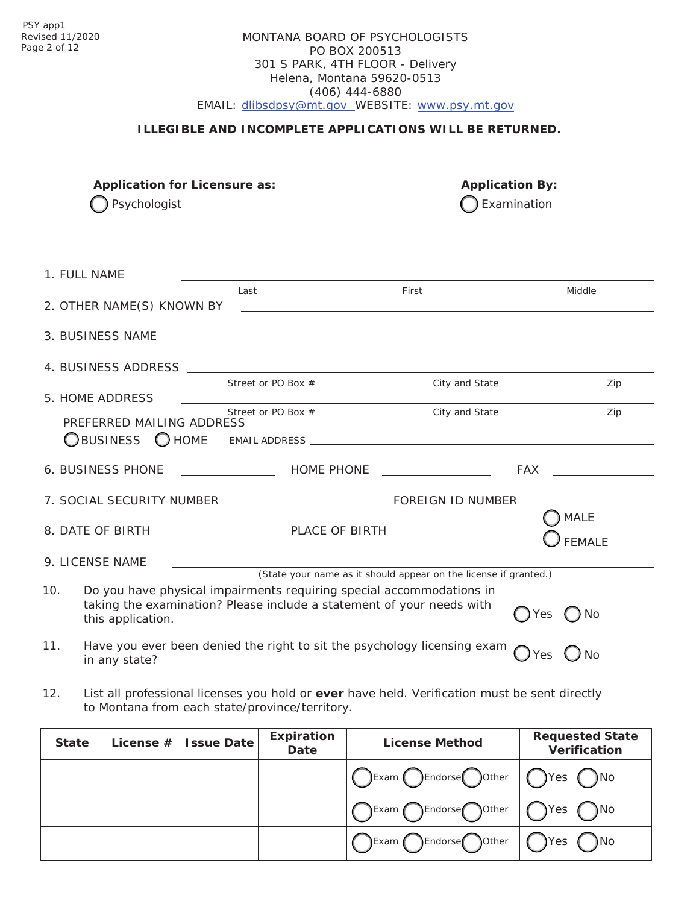MONTANA BOARD OF PSYCHOLOGISTS
PO BOX 200513
301 S PARK, 4TH FLOOR - Delivery
Helena, Montana 59620-0513
(406) 444-6880
EMAIL: dlibsdpsy@mt.gov WEBSITE: www.psy.mt.gov

**ILLEGIBLE AND INCOMPLETE APPLICATIONS WILL BE RETURNED.**

**Application for Licensure as:**
◯ Psychologist

**Application By:**
◯ Examination

1. FULL NAME ______________________ Last ______________________ First ______________________ Middle

2. OTHER NAME(S) KNOWN BY ______________________

3. BUSINESS NAME ______________________

4. BUSINESS ADDRESS ______________________ Street or PO Box # ______________________ City and State ______________________ Zip

5. HOME ADDRESS ______________________ Street or PO Box # ______________________ City and State ______________________ Zip

PREFERRED MAILING ADDRESS
◯ BUSINESS ◯ HOME EMAIL ADDRESS ______________________

6. BUSINESS PHONE ______________ HOME PHONE ______________ FAX ______________

7. SOCIAL SECURITY NUMBER ______________ FOREIGN ID NUMBER ______________

8. DATE OF BIRTH ______________ PLACE OF BIRTH ______________ ◯ MALE ◯ FEMALE

9. LICENSE NAME ______________________
(State your name as it should appear on the license if granted.)

10. Do you have physical impairments requiring special accommodations in taking the examination? Please include a statement of your needs with this application. ◯ Yes ◯ No

11. Have you ever been denied the right to sit the psychology licensing exam in any state? ◯ Yes ◯ No

12. List all professional licenses you hold or **ever** have held. Verification must be sent directly to Montana from each state/province/territory.

| State | License # | Issue Date | Expiration Date | License Method | Requested State Verification |
|---|---|---|---|---|---|
| | | | | ◯ Exam ◯ Endorse ◯ Other | ◯ Yes ◯ No |
| | | | | ◯ Exam ◯ Endorse ◯ Other | ◯ Yes ◯ No |
| | | | | ◯ Exam ◯ Endorse ◯ Other | ◯ Yes ◯ No |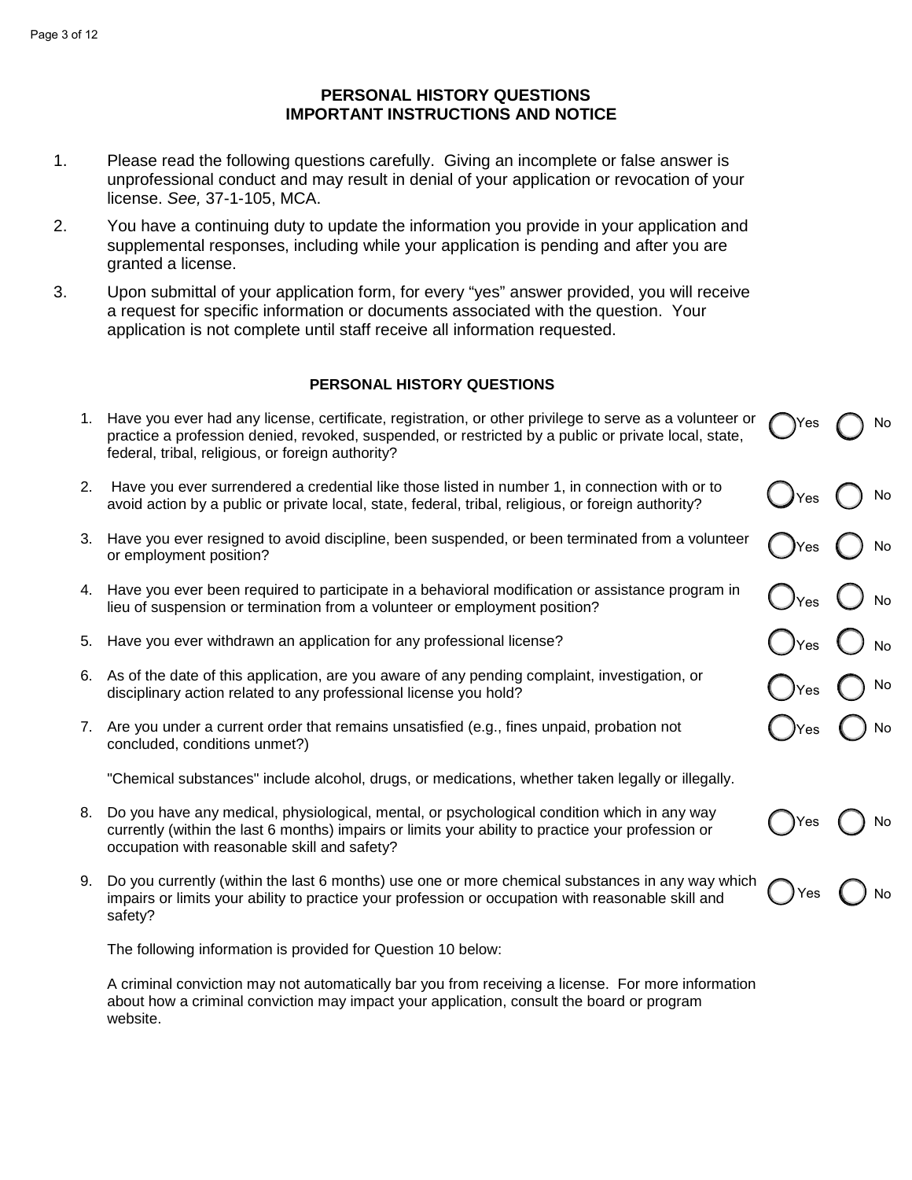# PERSONAL HISTORY QUESTIONS
# IMPORTANT INSTRUCTIONS AND NOTICE

1. Please read the following questions carefully. Giving an incomplete or false answer is unprofessional conduct and may result in denial of your application or revocation of your license. *See,* 37-1-105, MCA.
2. You have a continuing duty to update the information you provide in your application and supplemental responses, including while your application is pending and after you are granted a license.
3. Upon submittal of your application form, for every "yes" answer provided, you will receive a request for specific information or documents associated with the question. Your application is not complete until staff receive all information requested.

## PERSONAL HISTORY QUESTIONS

1. Have you ever had any license, certificate, registration, or other privilege to serve as a volunteer or practice a profession denied, revoked, suspended, or restricted by a public or private local, state, federal, tribal, religious, or foreign authority? ◯ Yes ◯ No
2. Have you ever surrendered a credential like those listed in number 1, in connection with or to avoid action by a public or private local, state, federal, tribal, religious, or foreign authority? ◯ Yes ◯ No
3. Have you ever resigned to avoid discipline, been suspended, or been terminated from a volunteer or employment position? ◯ Yes ◯ No
4. Have you ever been required to participate in a behavioral modification or assistance program in lieu of suspension or termination from a volunteer or employment position? ◯ Yes ◯ No
5. Have you ever withdrawn an application for any professional license? ◯ Yes ◯ No
6. As of the date of this application, are you aware of any pending complaint, investigation, or disciplinary action related to any professional license you hold? ◯ Yes ◯ No
7. Are you under a current order that remains unsatisfied (e.g., fines unpaid, probation not concluded, conditions unmet?) ◯ Yes ◯ No

   "Chemical substances" include alcohol, drugs, or medications, whether taken legally or illegally.

8. Do you have any medical, physiological, mental, or psychological condition which in any way currently (within the last 6 months) impairs or limits your ability to practice your profession or occupation with reasonable skill and safety? ◯ Yes ◯ No
9. Do you currently (within the last 6 months) use one or more chemical substances in any way which impairs or limits your ability to practice your profession or occupation with reasonable skill and safety? ◯ Yes ◯ No

   The following information is provided for Question 10 below:

   A criminal conviction may not automatically bar you from receiving a license. For more information about how a criminal conviction may impact your application, consult the board or program website.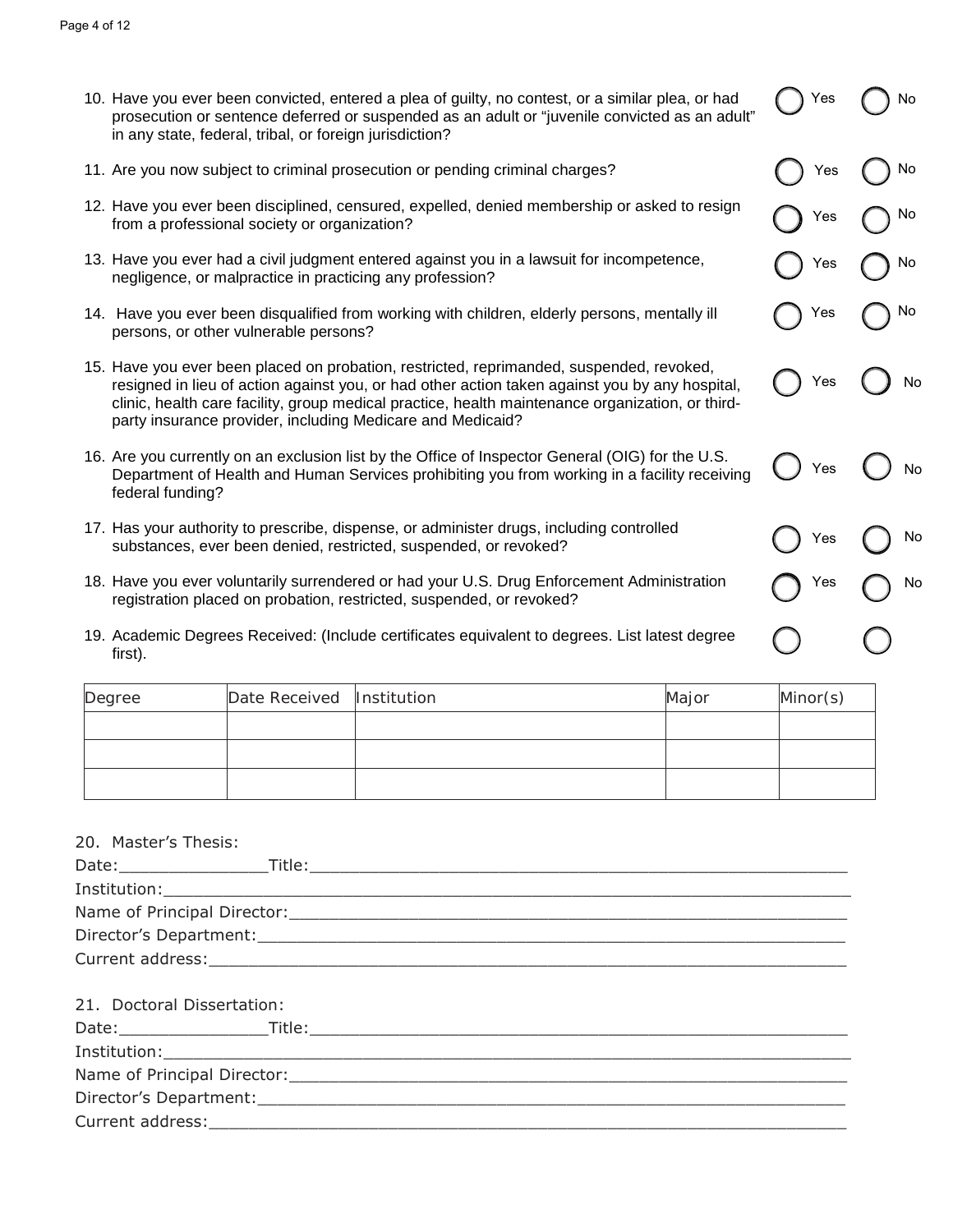10. Have you ever been convicted, entered a plea of guilty, no contest, or a similar plea, or had prosecution or sentence deferred or suspended as an adult or "juvenile convicted as an adult" in any state, federal, tribal, or foreign jurisdiction? ◯ Yes ◯ No

11. Are you now subject to criminal prosecution or pending criminal charges? ◯ Yes ◯ No

12. Have you ever been disciplined, censured, expelled, denied membership or asked to resign from a professional society or organization? ◯ Yes ◯ No

13. Have you ever had a civil judgment entered against you in a lawsuit for incompetence, negligence, or malpractice in practicing any profession? ◯ Yes ◯ No

14. Have you ever been disqualified from working with children, elderly persons, mentally ill persons, or other vulnerable persons? ◯ Yes ◯ No

15. Have you ever been placed on probation, restricted, reprimanded, suspended, revoked, resigned in lieu of action against you, or had other action taken against you by any hospital, clinic, health care facility, group medical practice, health maintenance organization, or third-party insurance provider, including Medicare and Medicaid? ◯ Yes ◯ No

16. Are you currently on an exclusion list by the Office of Inspector General (OIG) for the U.S. Department of Health and Human Services prohibiting you from working in a facility receiving federal funding? ◯ Yes ◯ No

17. Has your authority to prescribe, dispense, or administer drugs, including controlled substances, ever been denied, restricted, suspended, or revoked? ◯ Yes ◯ No

18. Have you ever voluntarily surrendered or had your U.S. Drug Enforcement Administration registration placed on probation, restricted, suspended, or revoked? ◯ Yes ◯ No

19. Academic Degrees Received: (Include certificates equivalent to degrees. List latest degree first). ◯ ◯

| Degree | Date Received | Institution | Major | Minor(s) |
|---|---|---|---|---|
| | | | | |
| | | | | |
| | | | | |

20. Master's Thesis:

Date:_______________Title:__________________________________________________________

Institution:________________________________________________________________________

Name of Principal Director:_________________________________________________________

Director's Department:______________________________________________________________

Current address:___________________________________________________________________

21. Doctoral Dissertation:

Date:_______________Title:__________________________________________________________

Institution:________________________________________________________________________

Name of Principal Director:_________________________________________________________

Director's Department:______________________________________________________________

Current address:___________________________________________________________________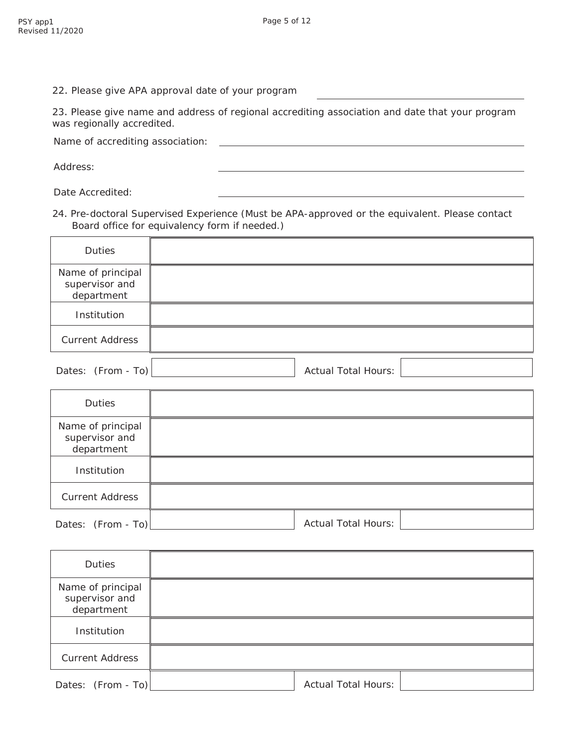22. Please give APA approval date of your program ______________________

23. Please give name and address of regional accrediting association and date that your program was regionally accredited.

Name of accrediting association: ______________________

Address: ______________________

Date Accredited: ______________________

24. Pre-doctoral Supervised Experience (Must be APA-approved or the equivalent. Please contact Board office for equivalency form if needed.)

| Duties | |
|---|---|
| Name of principal supervisor and department | |
| Institution | |
| Current Address | |

Dates: (From - To) ______________ Actual Total Hours: ______________

| Duties | |
|---|---|
| Name of principal supervisor and department | |
| Institution | |
| Current Address | |

Dates: (From - To) ______________ Actual Total Hours: ______________

| Duties | |
|---|---|
| Name of principal supervisor and department | |
| Institution | |
| Current Address | |

Dates: (From - To) ______________ Actual Total Hours: ______________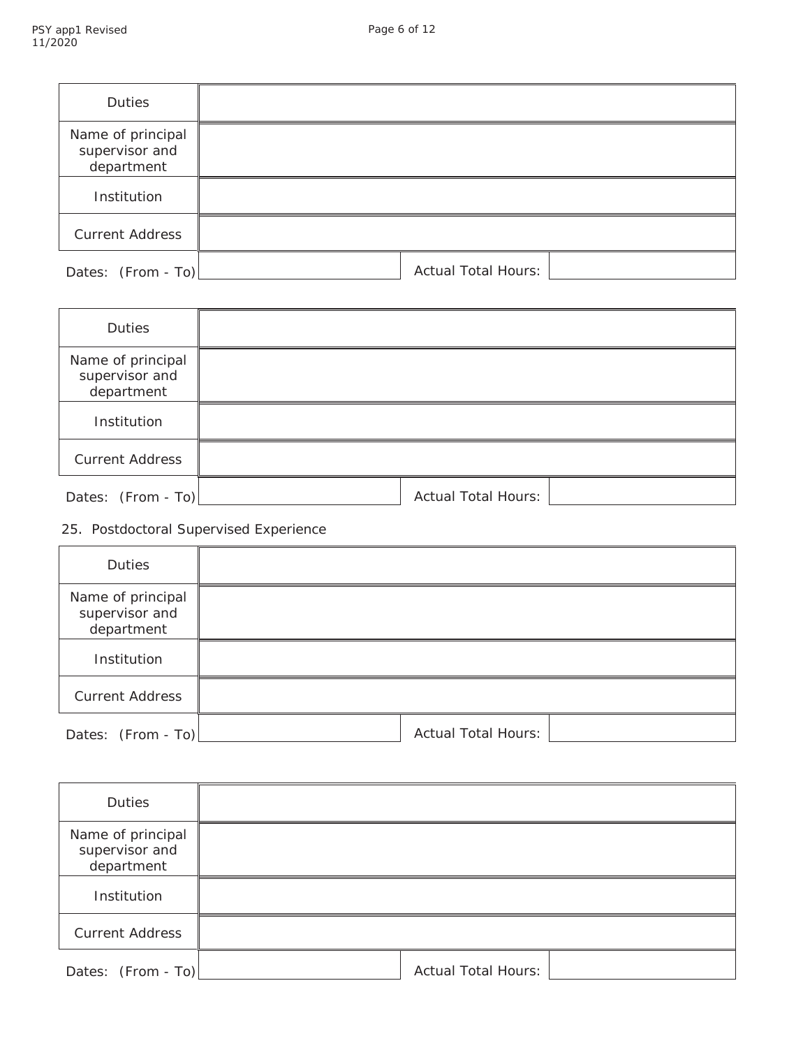| Duties | |
|---|---|
| Name of principal supervisor and department | |
| Institution | |
| Current Address | |

Dates: (From - To) | Actual Total Hours:

| Duties | |
|---|---|
| Name of principal supervisor and department | |
| Institution | |
| Current Address | |

Dates: (From - To) | Actual Total Hours:

25. Postdoctoral Supervised Experience

| Duties | |
|---|---|
| Name of principal supervisor and department | |
| Institution | |
| Current Address | |

Dates: (From - To) | Actual Total Hours:

| Duties | |
|---|---|
| Name of principal supervisor and department | |
| Institution | |
| Current Address | |

Dates: (From - To) | Actual Total Hours: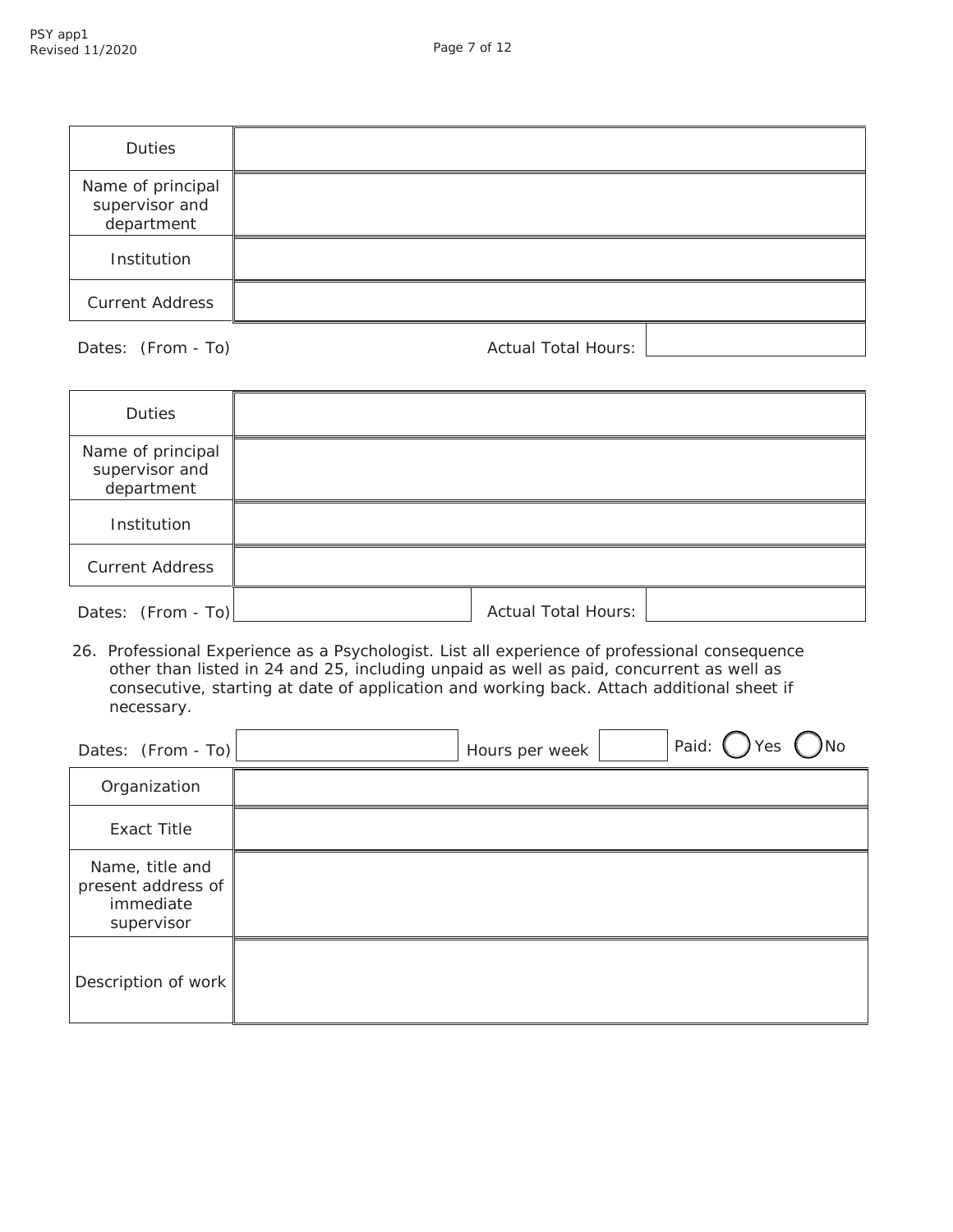| Duties | |
|---|---|
| Name of principal supervisor and department | |
| Institution | |
| Current Address | |

Dates: (From - To) Actual Total Hours:

| Duties | |
|---|---|
| Name of principal supervisor and department | |
| Institution | |
| Current Address | |

Dates: (From - To) Actual Total Hours:

26. Professional Experience as a Psychologist. List all experience of professional consequence other than listed in 24 and 25, including unpaid as well as paid, concurrent as well as consecutive, starting at date of application and working back. Attach additional sheet if necessary.

Dates: (From - To) Hours per week Paid: ◯ Yes ◯ No

| Organization | |
|---|---|
| Exact Title | |
| Name, title and present address of immediate supervisor | |
| Description of work | |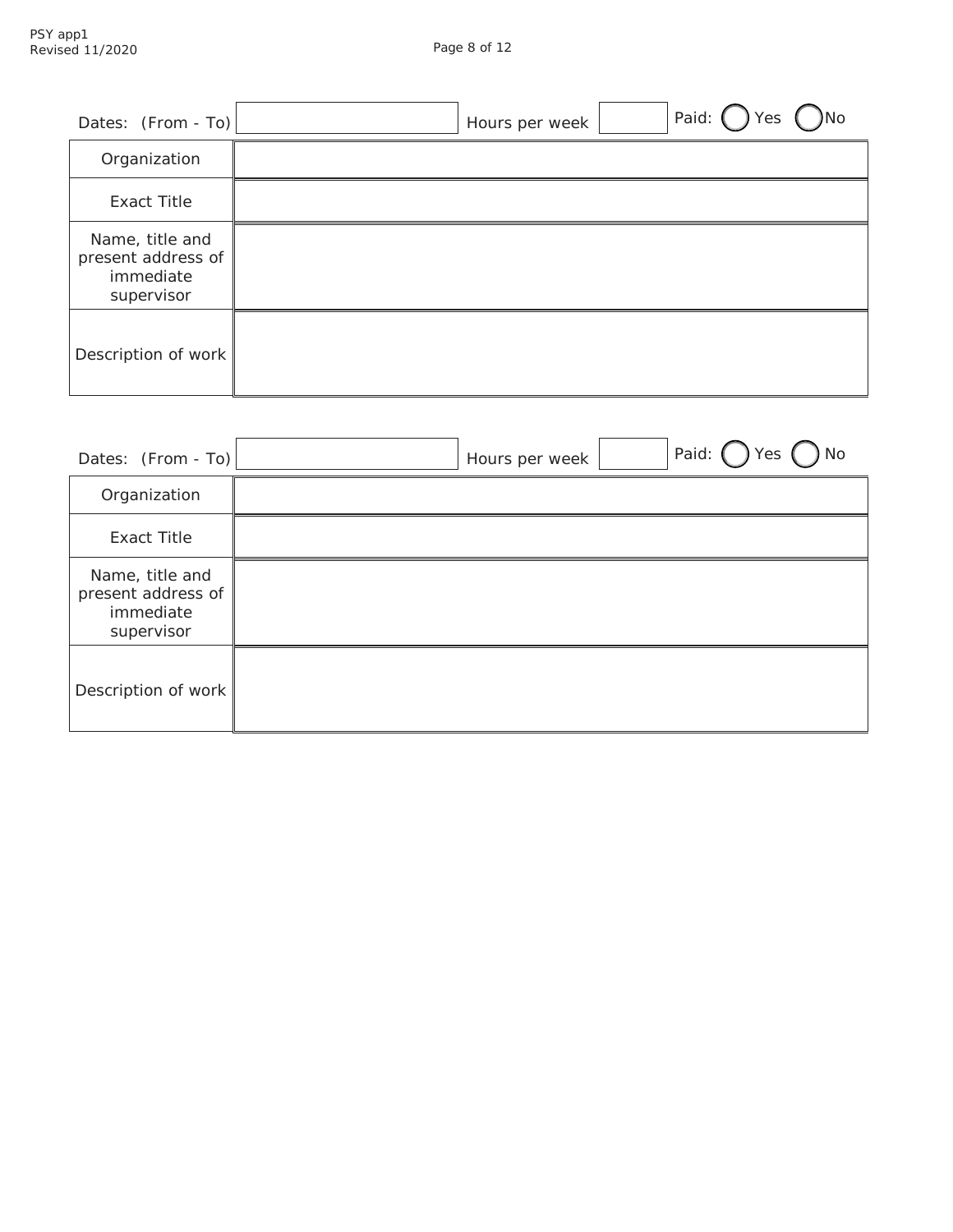| Dates: (From - To) | | Hours per week | | Paid: ◯ Yes ◯ No |
|---|---|---|---|---|
| Organization | | | | |
| Exact Title | | | | |
| Name, title and present address of immediate supervisor | | | | |
| Description of work | | | | |

| Dates: (From - To) | | Hours per week | | Paid: ◯ Yes ◯ No |
|---|---|---|---|---|
| Organization | | | | |
| Exact Title | | | | |
| Name, title and present address of immediate supervisor | | | | |
| Description of work | | | | |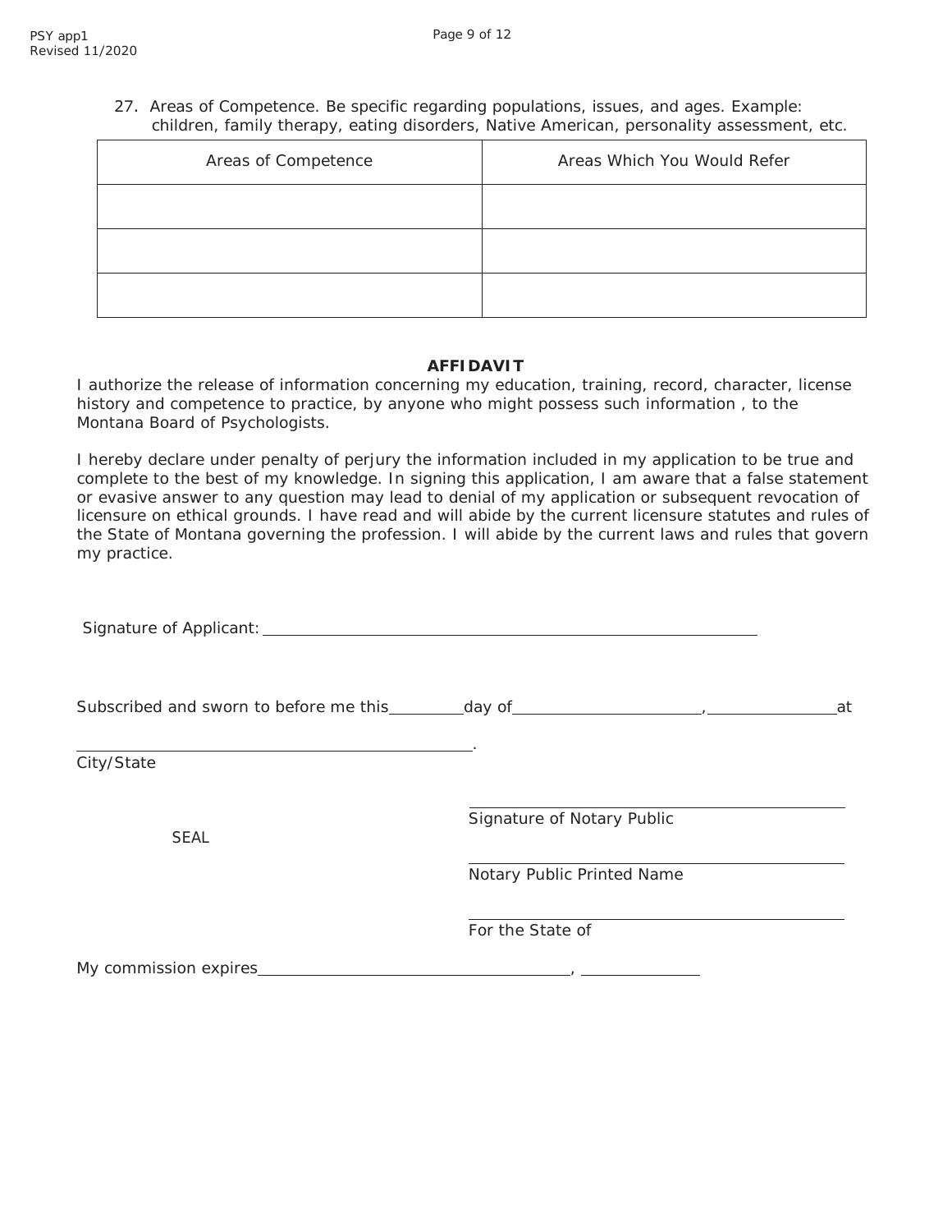27. Areas of Competence. Be specific regarding populations, issues, and ages. Example: children, family therapy, eating disorders, Native American, personality assessment, etc.

| Areas of Competence | Areas Which You Would Refer |
|---|---|
| | |
| | |
| | |

**AFFIDAVIT**

I authorize the release of information concerning my education, training, record, character, license history and competence to practice, by anyone who might possess such information , to the Montana Board of Psychologists.

I hereby declare under penalty of perjury the information included in my application to be true and complete to the best of my knowledge. In signing this application, I am aware that a false statement or evasive answer to any question may lead to denial of my application or subsequent revocation of licensure on ethical grounds. I have read and will abide by the current licensure statutes and rules of the State of Montana governing the profession. I will abide by the current laws and rules that govern my practice.

Signature of Applicant: ___________________________________________

Subscribed and sworn to before me this________day of____________________,______________at

_____________________________________________.
City/State

SEAL

_____________________________________________
Signature of Notary Public

_____________________________________________
Notary Public Printed Name

_____________________________________________
For the State of

My commission expires__________________________________, _____________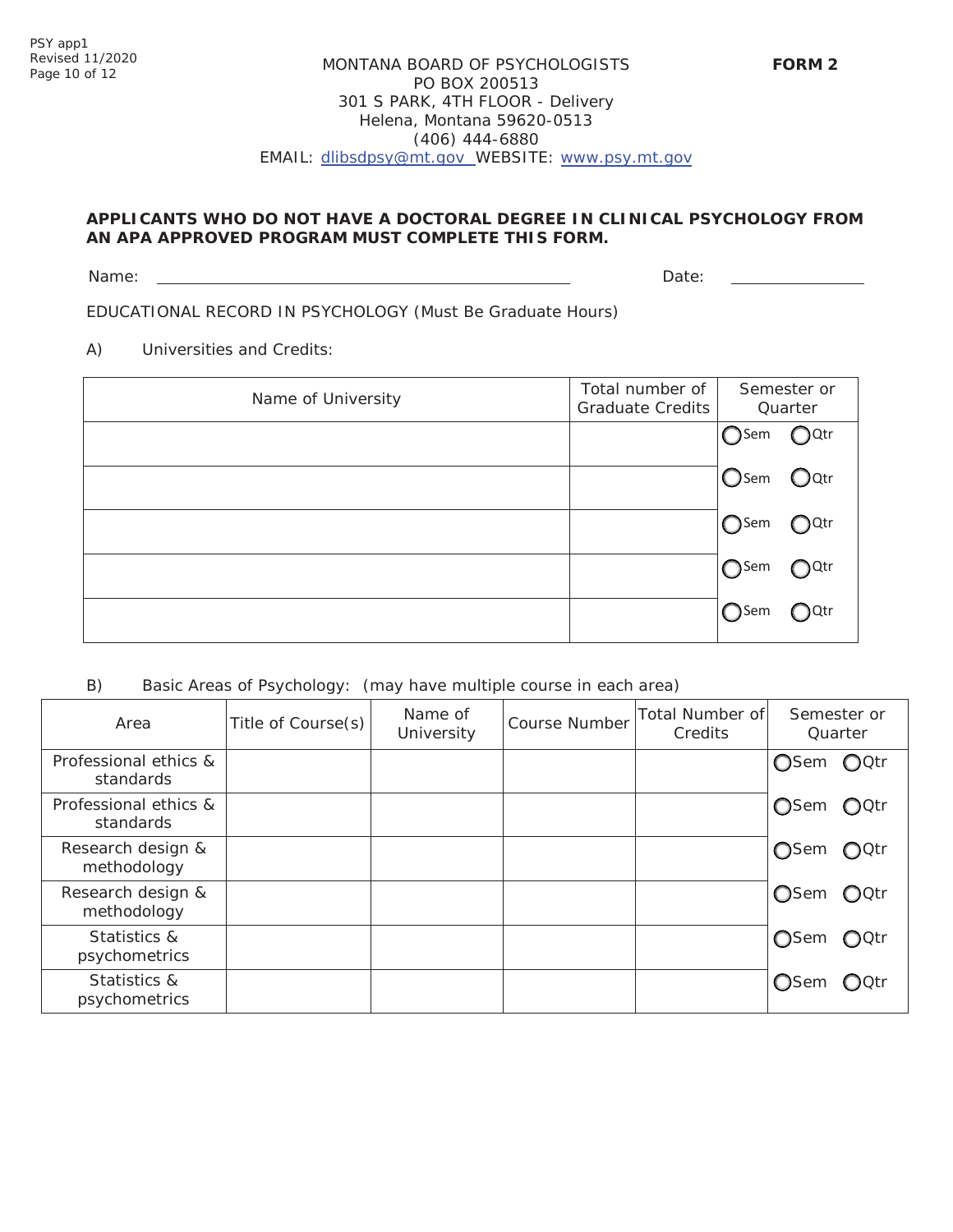MONTANA BOARD OF PSYCHOLOGISTS
PO BOX 200513
301 S PARK, 4TH FLOOR - Delivery
Helena, Montana 59620-0513
(406) 444-6880
EMAIL: dlibsdpsy@mt.gov WEBSITE: www.psy.mt.gov

**FORM 2**

**APPLICANTS WHO DO NOT HAVE A DOCTORAL DEGREE IN CLINICAL PSYCHOLOGY FROM AN APA APPROVED PROGRAM MUST COMPLETE THIS FORM.**

Name: ______________________________ Date: ______________

EDUCATIONAL RECORD IN PSYCHOLOGY (Must Be Graduate Hours)

A) Universities and Credits:

| Name of University | Total number of Graduate Credits | Semester or Quarter |
|---|---|---|
| | | ◯Sem ◯Qtr |
| | | ◯Sem ◯Qtr |
| | | ◯Sem ◯Qtr |
| | | ◯Sem ◯Qtr |
| | | ◯Sem ◯Qtr |

B) Basic Areas of Psychology: (may have multiple course in each area)

| Area | Title of Course(s) | Name of University | Course Number | Total Number of Credits | Semester or Quarter |
|---|---|---|---|---|---|
| Professional ethics & standards | | | | | ◯Sem ◯Qtr |
| Professional ethics & standards | | | | | ◯Sem ◯Qtr |
| Research design & methodology | | | | | ◯Sem ◯Qtr |
| Research design & methodology | | | | | ◯Sem ◯Qtr |
| Statistics & psychometrics | | | | | ◯Sem ◯Qtr |
| Statistics & psychometrics | | | | | ◯Sem ◯Qtr |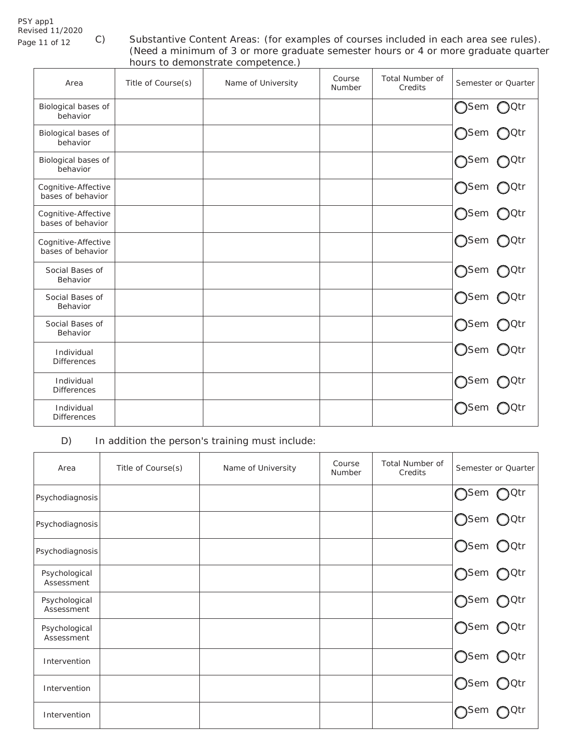C) Substantive Content Areas: (for examples of courses included in each area see rules). (Need a minimum of 3 or more graduate semester hours or 4 or more graduate quarter hours to demonstrate competence.)

| Area | Title of Course(s) | Name of University | Course Number | Total Number of Credits | Semester or Quarter |
|---|---|---|---|---|---|
| Biological bases of behavior | | | | | ◯Sem ◯Qtr |
| Biological bases of behavior | | | | | ◯Sem ◯Qtr |
| Biological bases of behavior | | | | | ◯Sem ◯Qtr |
| Cognitive-Affective bases of behavior | | | | | ◯Sem ◯Qtr |
| Cognitive-Affective bases of behavior | | | | | ◯Sem ◯Qtr |
| Cognitive-Affective bases of behavior | | | | | ◯Sem ◯Qtr |
| Social Bases of Behavior | | | | | ◯Sem ◯Qtr |
| Social Bases of Behavior | | | | | ◯Sem ◯Qtr |
| Social Bases of Behavior | | | | | ◯Sem ◯Qtr |
| Individual Differences | | | | | ◯Sem ◯Qtr |
| Individual Differences | | | | | ◯Sem ◯Qtr |
| Individual Differences | | | | | ◯Sem ◯Qtr |

D) In addition the person's training must include:

| Area | Title of Course(s) | Name of University | Course Number | Total Number of Credits | Semester or Quarter |
|---|---|---|---|---|---|
| Psychodiagnosis | | | | | ◯Sem ◯Qtr |
| Psychodiagnosis | | | | | ◯Sem ◯Qtr |
| Psychodiagnosis | | | | | ◯Sem ◯Qtr |
| Psychological Assessment | | | | | ◯Sem ◯Qtr |
| Psychological Assessment | | | | | ◯Sem ◯Qtr |
| Psychological Assessment | | | | | ◯Sem ◯Qtr |
| Intervention | | | | | ◯Sem ◯Qtr |
| Intervention | | | | | ◯Sem ◯Qtr |
| Intervention | | | | | ◯Sem ◯Qtr |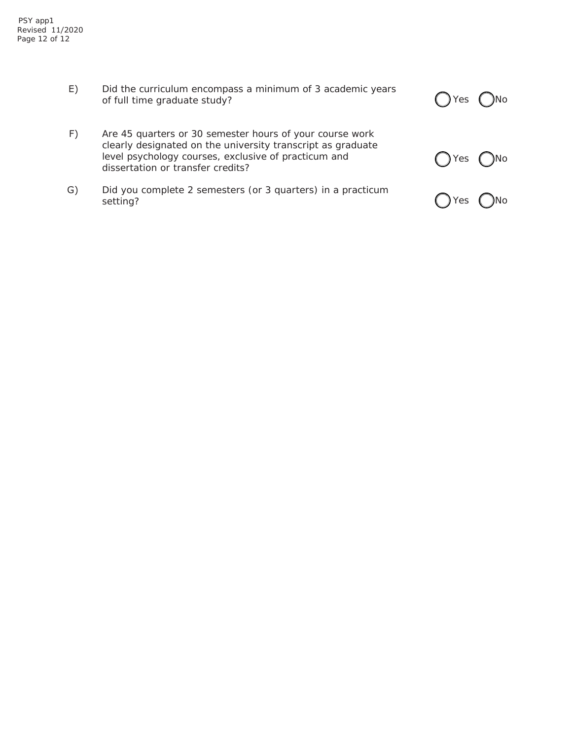E) Did the curriculum encompass a minimum of 3 academic years of full time graduate study?

◯ Yes ◯ No

F) Are 45 quarters or 30 semester hours of your course work clearly designated on the university transcript as graduate level psychology courses, exclusive of practicum and dissertation or transfer credits?

◯ Yes ◯ No

G) Did you complete 2 semesters (or 3 quarters) in a practicum setting?

◯ Yes ◯ No